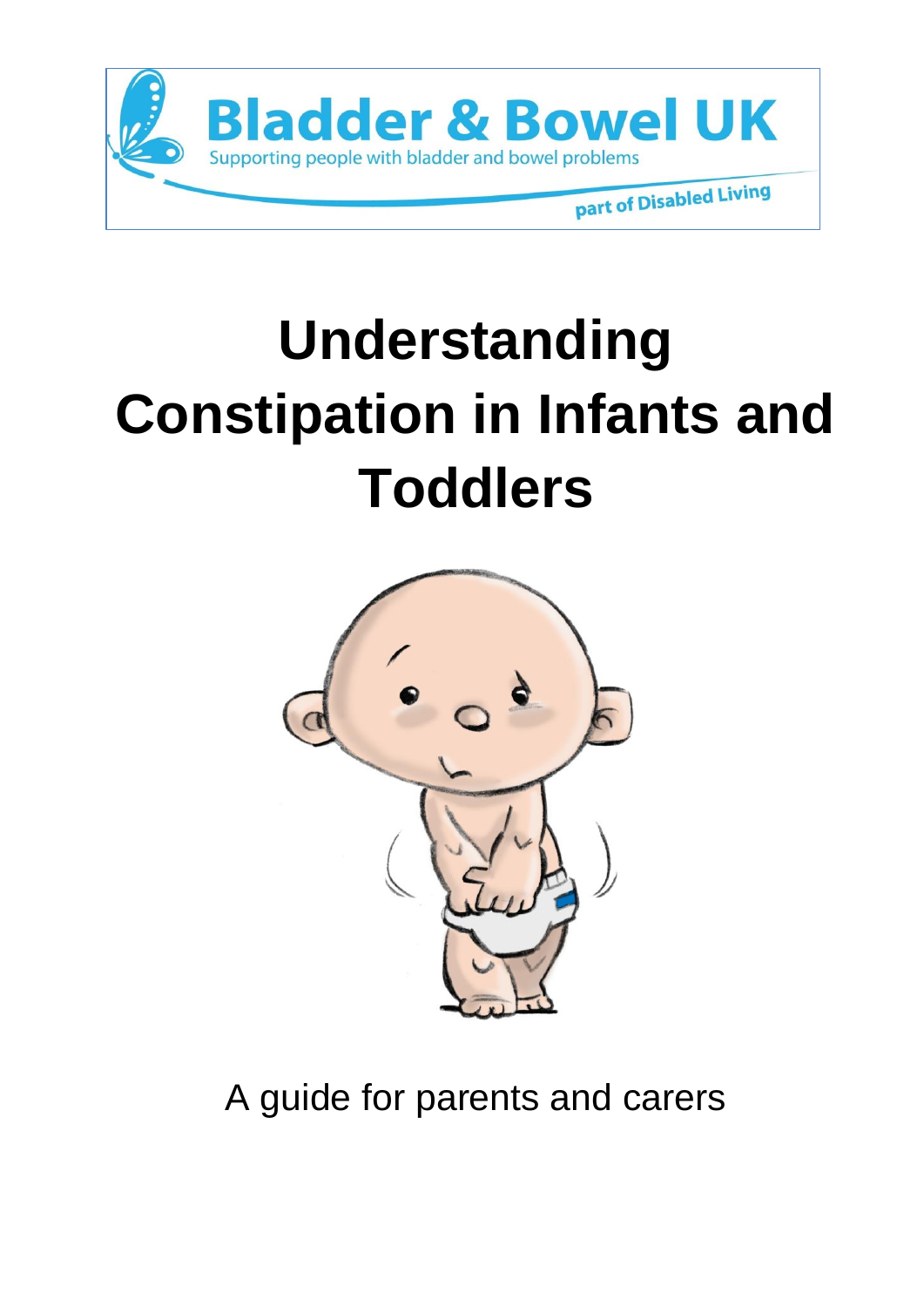Bladder & Bowel UK

Supporting people with bladder and bowel problems

part of Disabled Living

# Understanding Constipation in Infants and Toddlers

A guide for parents and carers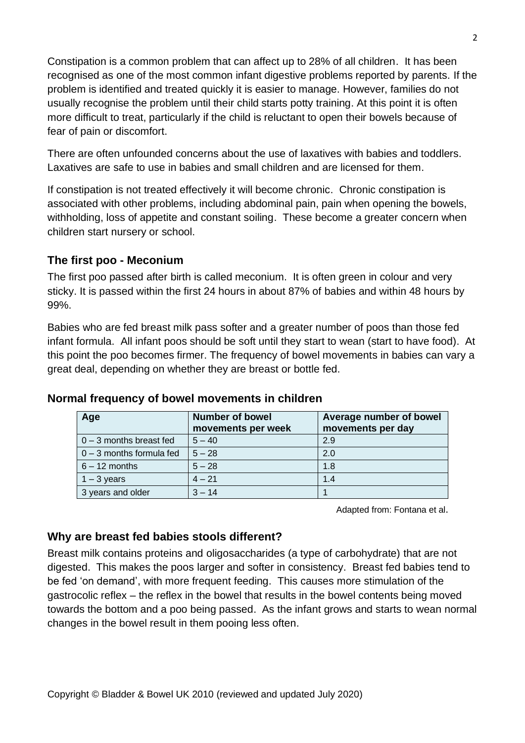Constipation is a common problem that can affect up to 28% of all children. It has been recognised as one of the most common infant digestive problems reported by parents. If the problem is identified and treated quickly it is easier to manage. However, families do not usually recognise the problem until their child starts potty training. At this point it is often more difficult to treat, particularly if the child is reluctant to open their bowels because of fear of pain or discomfort.

There are often unfounded concerns about the use of laxatives with babies and toddlers. Laxatives are safe to use in babies and small children and are licensed for them.

If constipation is not treated effectively it will become chronic. Chronic constipation is associated with other problems, including abdominal pain, pain when opening the bowels, withholding, loss of appetite and constant soiling. These become a greater concern when children start nursery or school.

### The first poo - Meconium

The first poo passed after birth is called meconium. It is often green in colour and very sticky. It is passed within the first 24 hours in about 87% of babies and within 48 hours by 99%.

Babies who are fed breast milk pass softer and a greater number of poos than those fed infant formula. All infant poos should be soft until they start to wean (start to have food). At this point the poo becomes firmer. The frequency of bowel movements in babies can vary a great deal, depending on whether they are breast or bottle fed.

### Normal frequency of bowel movements in children

| Age | Number of bowel movements per week | Average number of bowel movements per day |
|---|---|---|
| 0 – 3 months breast fed | 5 – 40 | 2.9 |
| 0 – 3 months formula fed | 5 – 28 | 2.0 |
| 6 – 12 months | 5 – 28 | 1.8 |
| 1 – 3 years | 4 – 21 | 1.4 |
| 3 years and older | 3 – 14 | 1 |

Adapted from: Fontana et al.

### Why are breast fed babies stools different?

Breast milk contains proteins and oligosaccharides (a type of carbohydrate) that are not digested. This makes the poos larger and softer in consistency. Breast fed babies tend to be fed 'on demand', with more frequent feeding. This causes more stimulation of the gastrocolic reflex – the reflex in the bowel that results in the bowel contents being moved towards the bottom and a poo being passed. As the infant grows and starts to wean normal changes in the bowel result in them pooing less often.

Copyright © Bladder & Bowel UK 2010 (reviewed and updated July 2020)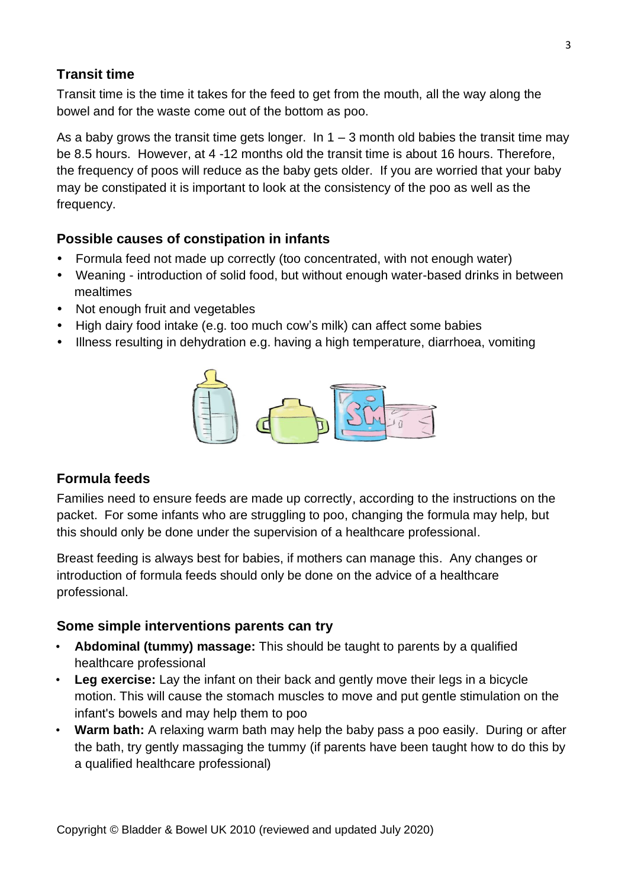## Transit time

Transit time is the time it takes for the feed to get from the mouth, all the way along the bowel and for the waste come out of the bottom as poo.

As a baby grows the transit time gets longer. In 1 – 3 month old babies the transit time may be 8.5 hours. However, at 4 -12 months old the transit time is about 16 hours. Therefore, the frequency of poos will reduce as the baby gets older. If you are worried that your baby may be constipated it is important to look at the consistency of the poo as well as the frequency.

## Possible causes of constipation in infants

- Formula feed not made up correctly (too concentrated, with not enough water)
- Weaning - introduction of solid food, but without enough water-based drinks in between mealtimes
- Not enough fruit and vegetables
- High dairy food intake (e.g. too much cow's milk) can affect some babies
- Illness resulting in dehydration e.g. having a high temperature, diarrhoea, vomiting

## Formula feeds

Families need to ensure feeds are made up correctly, according to the instructions on the packet. For some infants who are struggling to poo, changing the formula may help, but this should only be done under the supervision of a healthcare professional.

Breast feeding is always best for babies, if mothers can manage this. Any changes or introduction of formula feeds should only be done on the advice of a healthcare professional.

## Some simple interventions parents can try

- **Abdominal (tummy) massage:** This should be taught to parents by a qualified healthcare professional
- **Leg exercise:** Lay the infant on their back and gently move their legs in a bicycle motion. This will cause the stomach muscles to move and put gentle stimulation on the infant's bowels and may help them to poo
- **Warm bath:** A relaxing warm bath may help the baby pass a poo easily. During or after the bath, try gently massaging the tummy (if parents have been taught how to do this by a qualified healthcare professional)

Copyright © Bladder & Bowel UK 2010 (reviewed and updated July 2020)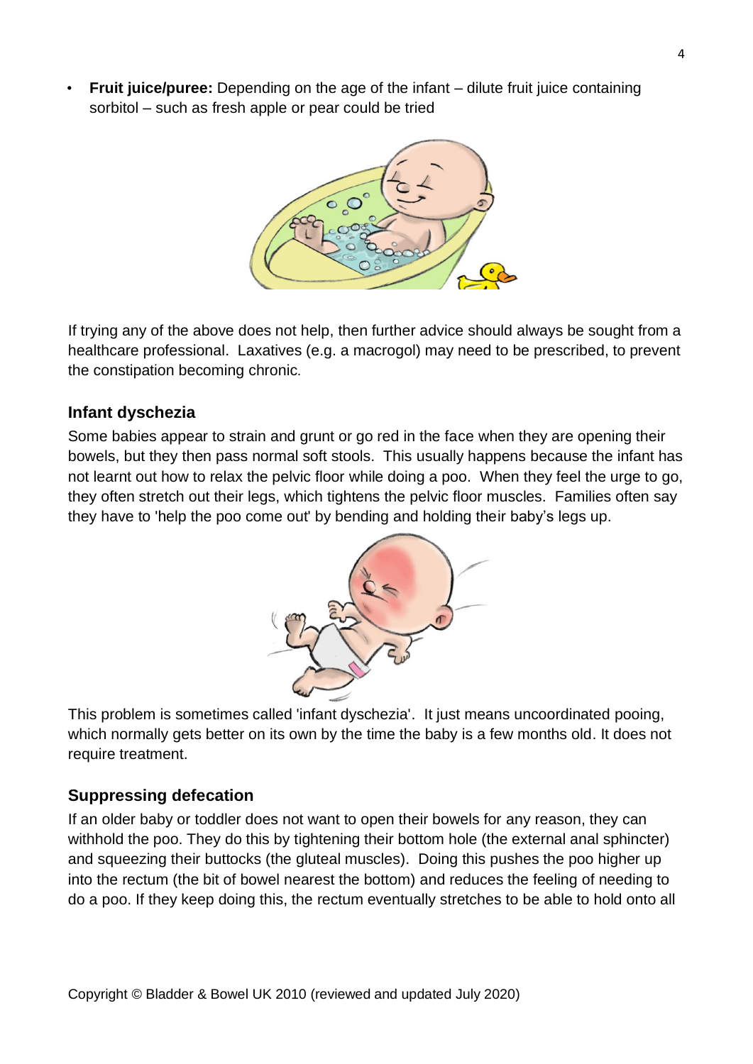- **Fruit juice/puree:** Depending on the age of the infant – dilute fruit juice containing sorbitol – such as fresh apple or pear could be tried

If trying any of the above does not help, then further advice should always be sought from a healthcare professional. Laxatives (e.g. a macrogol) may need to be prescribed, to prevent the constipation becoming chronic.

### Infant dyschezia

Some babies appear to strain and grunt or go red in the face when they are opening their bowels, but they then pass normal soft stools. This usually happens because the infant has not learnt out how to relax the pelvic floor while doing a poo. When they feel the urge to go, they often stretch out their legs, which tightens the pelvic floor muscles. Families often say they have to 'help the poo come out' by bending and holding their baby's legs up.

This problem is sometimes called 'infant dyschezia'. It just means uncoordinated pooing, which normally gets better on its own by the time the baby is a few months old. It does not require treatment.

### Suppressing defecation

If an older baby or toddler does not want to open their bowels for any reason, they can withhold the poo. They do this by tightening their bottom hole (the external anal sphincter) and squeezing their buttocks (the gluteal muscles). Doing this pushes the poo higher up into the rectum (the bit of bowel nearest the bottom) and reduces the feeling of needing to do a poo. If they keep doing this, the rectum eventually stretches to be able to hold onto all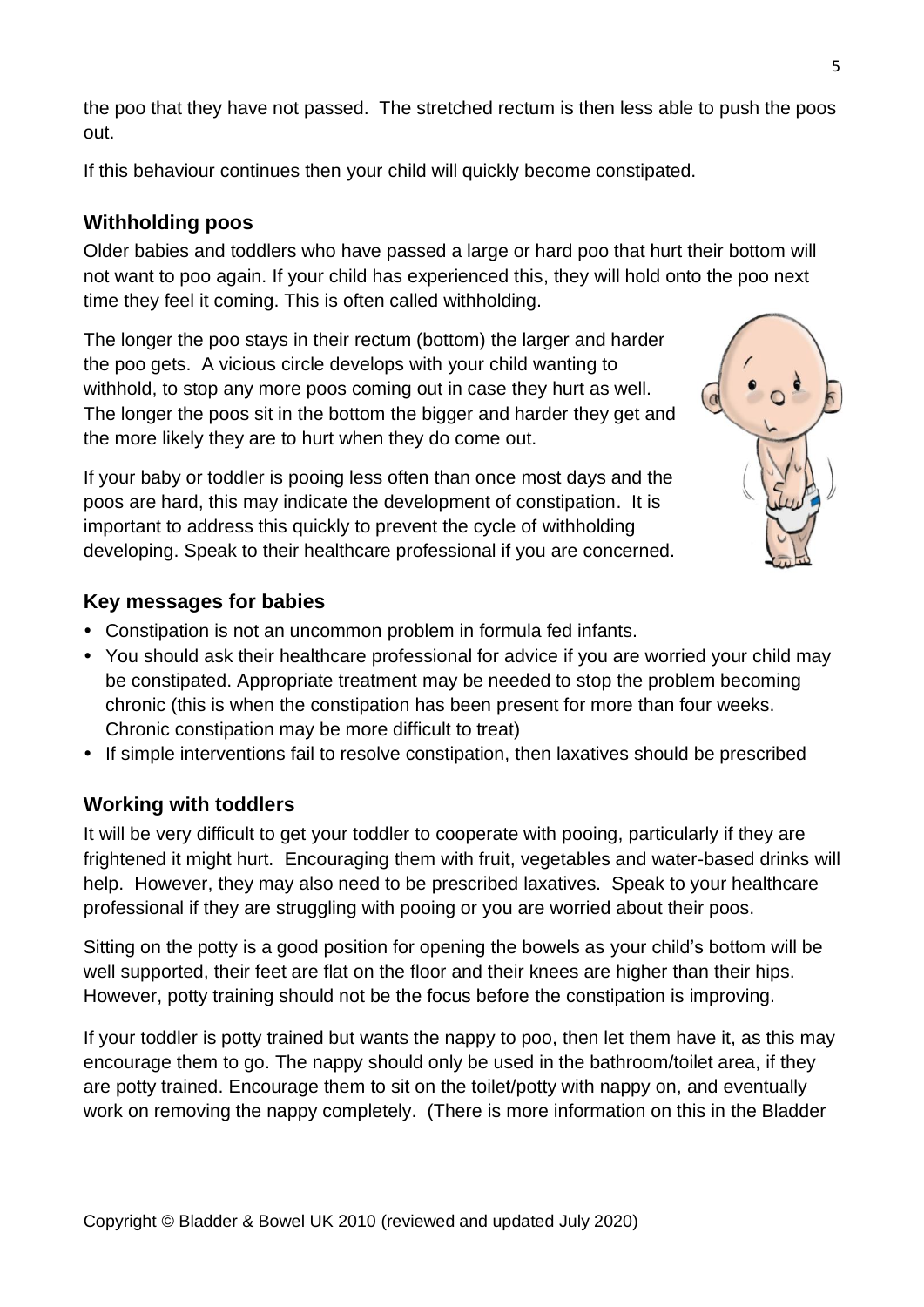the poo that they have not passed. The stretched rectum is then less able to push the poos out.

If this behaviour continues then your child will quickly become constipated.

### Withholding poos

Older babies and toddlers who have passed a large or hard poo that hurt their bottom will not want to poo again. If your child has experienced this, they will hold onto the poo next time they feel it coming. This is often called withholding.

The longer the poo stays in their rectum (bottom) the larger and harder the poo gets. A vicious circle develops with your child wanting to withhold, to stop any more poos coming out in case they hurt as well. The longer the poos sit in the bottom the bigger and harder they get and the more likely they are to hurt when they do come out.

If your baby or toddler is pooing less often than once most days and the poos are hard, this may indicate the development of constipation. It is important to address this quickly to prevent the cycle of withholding developing. Speak to their healthcare professional if you are concerned.

### Key messages for babies

- Constipation is not an uncommon problem in formula fed infants.
- You should ask their healthcare professional for advice if you are worried your child may be constipated. Appropriate treatment may be needed to stop the problem becoming chronic (this is when the constipation has been present for more than four weeks. Chronic constipation may be more difficult to treat)
- If simple interventions fail to resolve constipation, then laxatives should be prescribed

### Working with toddlers

It will be very difficult to get your toddler to cooperate with pooing, particularly if they are frightened it might hurt. Encouraging them with fruit, vegetables and water-based drinks will help. However, they may also need to be prescribed laxatives. Speak to your healthcare professional if they are struggling with pooing or you are worried about their poos.

Sitting on the potty is a good position for opening the bowels as your child's bottom will be well supported, their feet are flat on the floor and their knees are higher than their hips. However, potty training should not be the focus before the constipation is improving.

If your toddler is potty trained but wants the nappy to poo, then let them have it, as this may encourage them to go. The nappy should only be used in the bathroom/toilet area, if they are potty trained. Encourage them to sit on the toilet/potty with nappy on, and eventually work on removing the nappy completely. (There is more information on this in the Bladder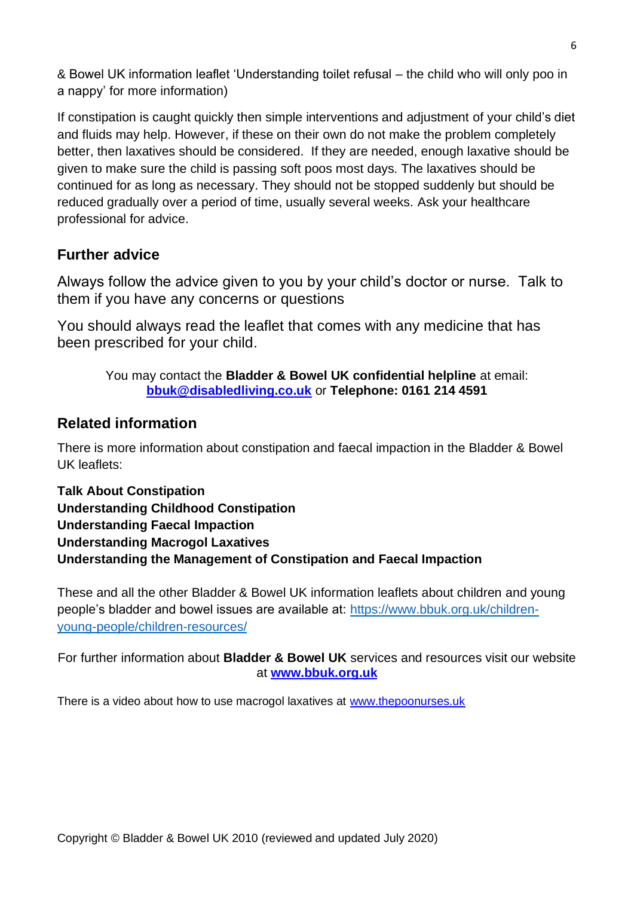& Bowel UK information leaflet 'Understanding toilet refusal – the child who will only poo in a nappy' for more information)

If constipation is caught quickly then simple interventions and adjustment of your child's diet and fluids may help. However, if these on their own do not make the problem completely better, then laxatives should be considered. If they are needed, enough laxative should be given to make sure the child is passing soft poos most days. The laxatives should be continued for as long as necessary. They should not be stopped suddenly but should be reduced gradually over a period of time, usually several weeks. Ask your healthcare professional for advice.

## Further advice

Always follow the advice given to you by your child's doctor or nurse. Talk to them if you have any concerns or questions

You should always read the leaflet that comes with any medicine that has been prescribed for your child.

You may contact the **Bladder & Bowel UK confidential helpline** at email: **bbuk@disabledliving.co.uk** or **Telephone: 0161 214 4591**

## Related information

There is more information about constipation and faecal impaction in the Bladder & Bowel UK leaflets:

**Talk About Constipation**
**Understanding Childhood Constipation**
**Understanding Faecal Impaction**
**Understanding Macrogol Laxatives**
**Understanding the Management of Constipation and Faecal Impaction**

These and all the other Bladder & Bowel UK information leaflets about children and young people's bladder and bowel issues are available at: https://www.bbuk.org.uk/children-young-people/children-resources/

For further information about **Bladder & Bowel UK** services and resources visit our website at **www.bbuk.org.uk**

There is a video about how to use macrogol laxatives at www.thepoonurses.uk

Copyright © Bladder & Bowel UK 2010 (reviewed and updated July 2020)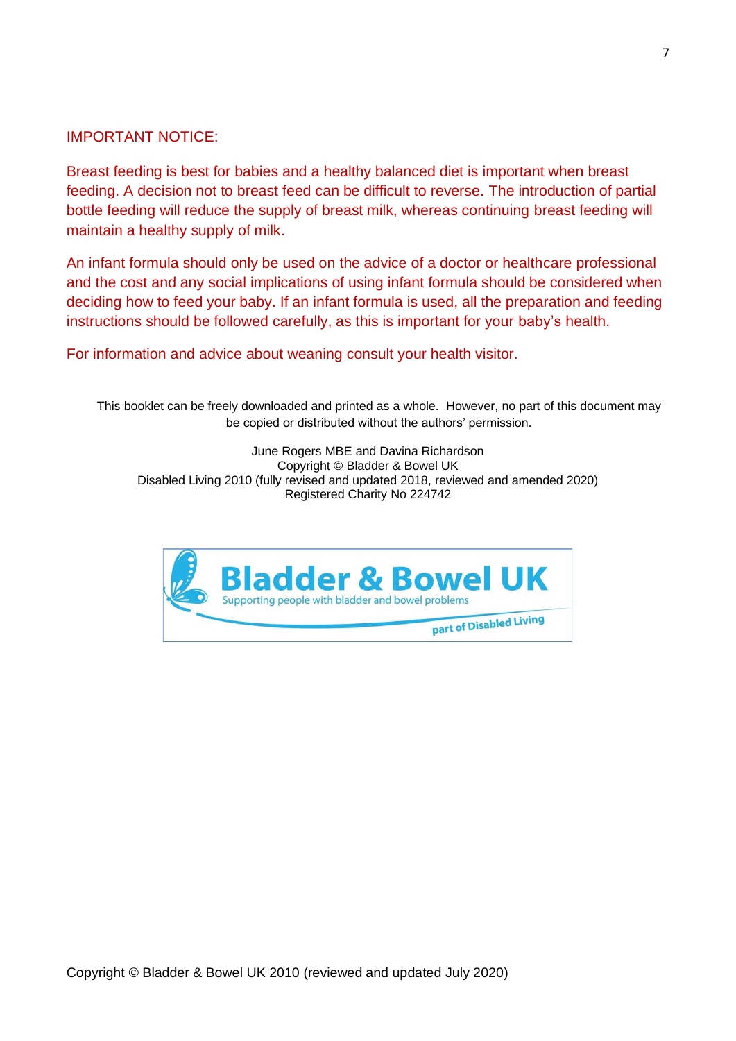IMPORTANT NOTICE:

Breast feeding is best for babies and a healthy balanced diet is important when breast feeding. A decision not to breast feed can be difficult to reverse. The introduction of partial bottle feeding will reduce the supply of breast milk, whereas continuing breast feeding will maintain a healthy supply of milk.

An infant formula should only be used on the advice of a doctor or healthcare professional and the cost and any social implications of using infant formula should be considered when deciding how to feed your baby. If an infant formula is used, all the preparation and feeding instructions should be followed carefully, as this is important for your baby's health.

For information and advice about weaning consult your health visitor.

This booklet can be freely downloaded and printed as a whole. However, no part of this document may be copied or distributed without the authors' permission.

June Rogers MBE and Davina Richardson
Copyright © Bladder & Bowel UK
Disabled Living 2010 (fully revised and updated 2018, reviewed and amended 2020)
Registered Charity No 224742

Bladder & Bowel UK
Supporting people with bladder and bowel problems
part of Disabled Living

Copyright © Bladder & Bowel UK 2010 (reviewed and updated July 2020)